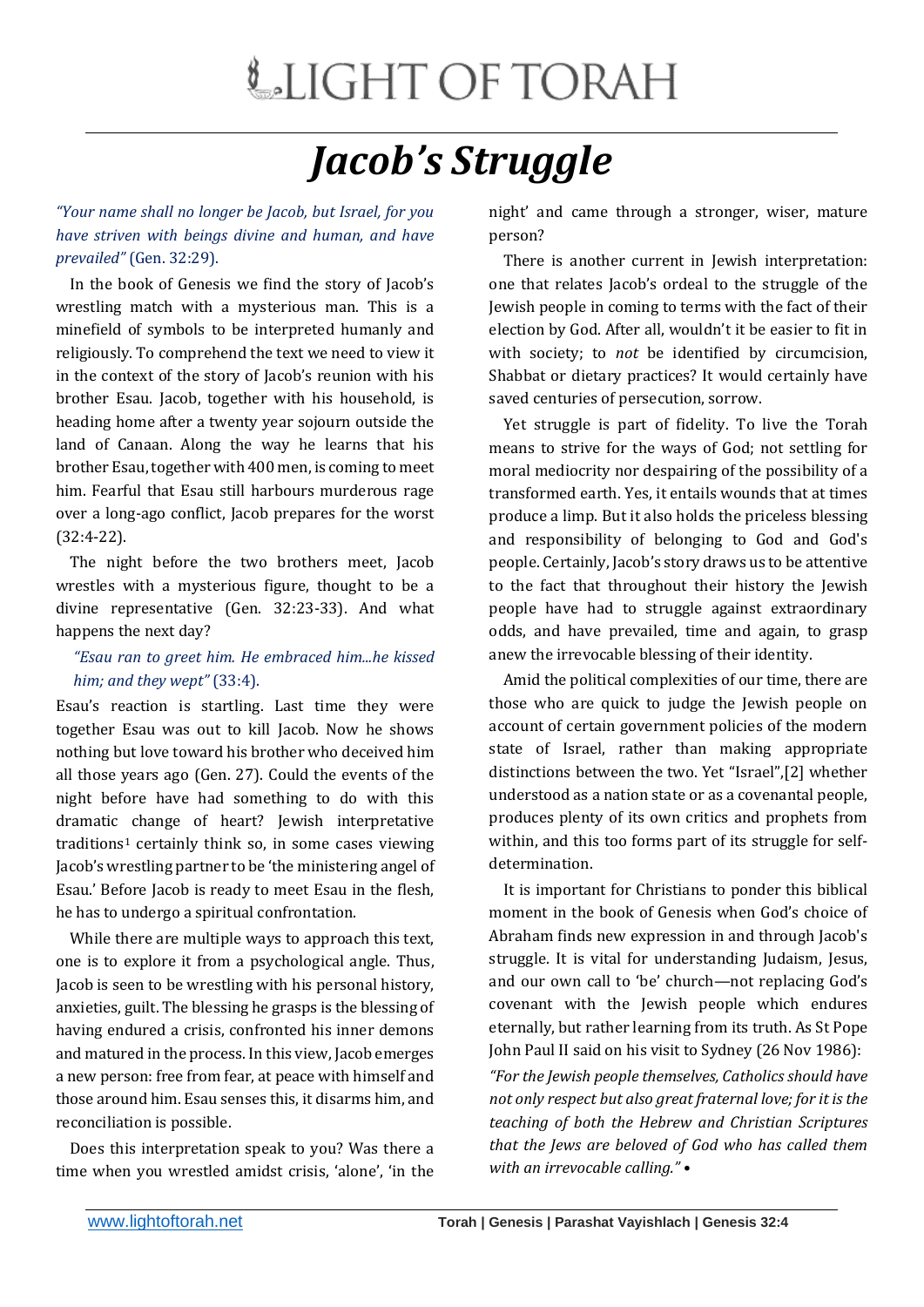# LIGHT OF TORAH

# *Jacob's Struggle*

*"Your name shall no longer be Jacob, but Israel, for you have striven with beings divine and human, and have prevailed"* (Gen. 32:29).

In the book of Genesis we find the story of Jacob's wrestling match with a mysterious man. This is a minefield of symbols to be interpreted humanly and religiously. To comprehend the text we need to view it in the context of the story of Jacob's reunion with his brother Esau. Jacob, together with his household, is heading home after a twenty year sojourn outside the land of Canaan. Along the way he learns that his brother Esau, together with 400 men, is coming to meet him. Fearful that Esau still harbours murderous rage over a long-ago conflict, Jacob prepares for the worst (32:4-22).

The night before the two brothers meet, Jacob wrestles with a mysterious figure, thought to be a divine representative (Gen. 32:23-33). And what happens the next day?

> *"Esau ran to greet him. He embraced him...he kissed him; and they wept"* (33:4).

Esau's reaction is startling. Last time they were together Esau was out to kill Jacob. Now he shows nothing but love toward his brother who deceived him all those years ago (Gen. 27). Could the events of the night before have had something to do with this dramatic change of heart? Jewish interpretative traditions[1] certainly think so, in some cases viewing Jacob's wrestling partner to be 'the ministering angel of Esau.' Before Jacob is ready to meet Esau in the flesh, he has to undergo a spiritual confrontation.

While there are multiple ways to approach this text, one is to explore it from a psychological angle. Thus, Jacob is seen to be wrestling with his personal history, anxieties, guilt. The blessing he grasps is the blessing of having endured a crisis, confronted his inner demons and matured in the process. In this view, Jacob emerges a new person: free from fear, at peace with himself and those around him. Esau senses this, it disarms him, and reconciliation is possible.

Does this interpretation speak to you? Was there a time when you wrestled amidst crisis, 'alone', 'in the night' and came through a stronger, wiser, mature person?

There is another current in Jewish interpretation: one that relates Jacob's ordeal to the struggle of the Jewish people in coming to terms with the fact of their election by God. After all, wouldn't it be easier to fit in with society; to *not* be identified by circumcision, Shabbat or dietary practices? It would certainly have saved centuries of persecution, sorrow.

Yet struggle is part of fidelity. To live the Torah means to strive for the ways of God; not settling for moral mediocrity nor despairing of the possibility of a transformed earth. Yes, it entails wounds that at times produce a limp. But it also holds the priceless blessing and responsibility of belonging to God and God's people. Certainly, Jacob's story draws us to be attentive to the fact that throughout their history the Jewish people have had to struggle against extraordinary odds, and have prevailed, time and again, to grasp anew the irrevocable blessing of their identity.

Amid the political complexities of our time, there are those who are quick to judge the Jewish people on account of certain government policies of the modern state of Israel, rather than making appropriate distinctions between the two. Yet "Israel",[2] whether understood as a nation state or as a covenantal people, produces plenty of its own critics and prophets from within, and this too forms part of its struggle for self-determination.

It is important for Christians to ponder this biblical moment in the book of Genesis when God's choice of Abraham finds new expression in and through Jacob's struggle. It is vital for understanding Judaism, Jesus, and our own call to 'be' church—not replacing God's covenant with the Jewish people which endures eternally, but rather learning from its truth. As St Pope John Paul II said on his visit to Sydney (26 Nov 1986):

*"For the Jewish people themselves, Catholics should have not only respect but also great fraternal love; for it is the teaching of both the Hebrew and Christian Scriptures that the Jews are beloved of God who has called them with an irrevocable calling."* •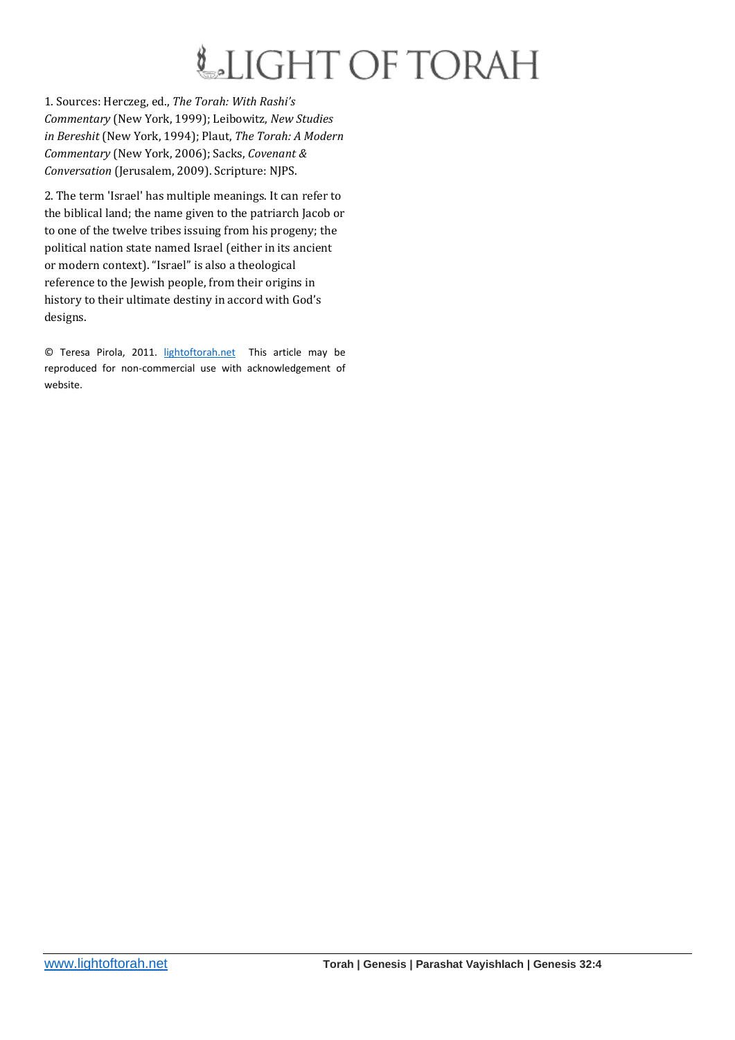1. Sources: Herczeg, ed., *The Torah: With Rashi's Commentary* (New York, 1999); Leibowitz, *New Studies in Bereshit* (New York, 1994); Plaut, *The Torah: A Modern Commentary* (New York, 2006); Sacks, *Covenant & Conversation* (Jerusalem, 2009). Scripture: NJPS.

2. The term 'Israel' has multiple meanings. It can refer to the biblical land; the name given to the patriarch Jacob or to one of the twelve tribes issuing from his progeny; the political nation state named Israel (either in its ancient or modern context). "Israel" is also a theological reference to the Jewish people, from their origins in history to their ultimate destiny in accord with God's designs.

© Teresa Pirola, 2011. [lightoftorah.net](http://lightoftorah.net) This article may be reproduced for non-commercial use with acknowledgement of website.